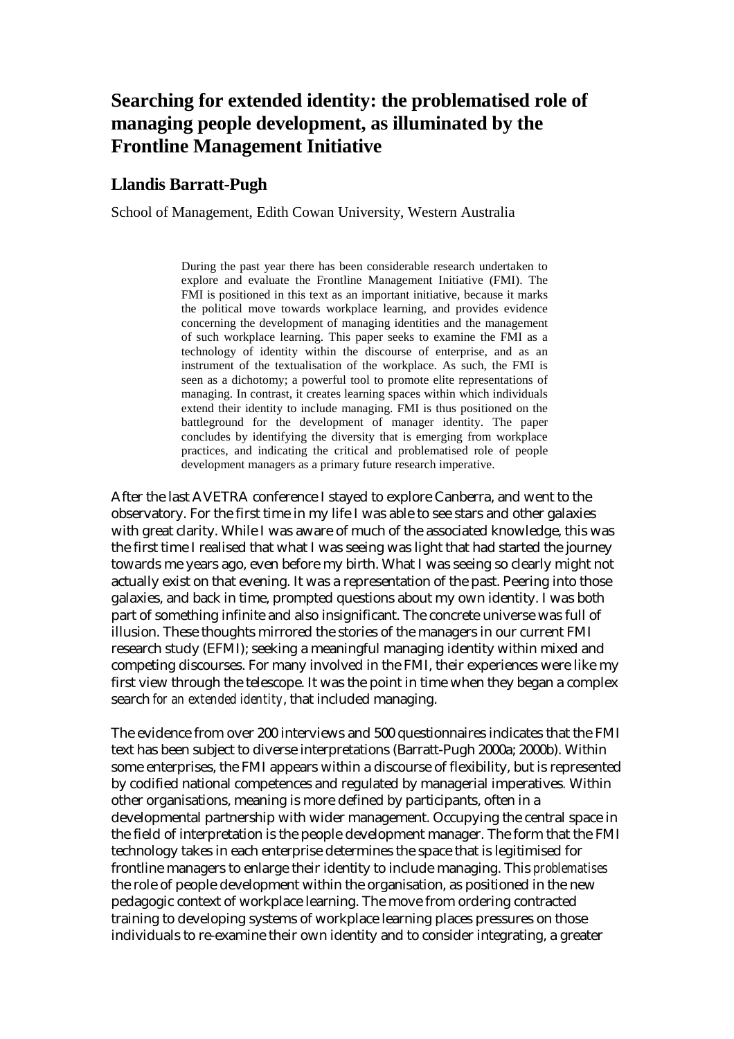# Searching for extended identity: the problematised role of managing people development, as illuminated by the Frontline Management Initiative

## Llandis Barratt-Pugh

School of Management, Edith Cowan University, Western Australia

> During the past year there has been considerable research undertaken to explore and evaluate the Frontline Management Initiative (FMI). The FMI is positioned in this text as an important initiative, because it marks the political move towards workplace learning, and provides evidence concerning the development of managing identities and the management of such workplace learning. This paper seeks to examine the FMI as a technology of identity within the discourse of enterprise, and as an instrument of the textualisation of the workplace. As such, the FMI is seen as a dichotomy; a powerful tool to promote elite representations of managing. In contrast, it creates learning spaces within which individuals extend their identity to include managing. FMI is thus positioned on the battleground for the development of manager identity. The paper concludes by identifying the diversity that is emerging from workplace practices, and indicating the critical and problematised role of people development managers as a primary future research imperative.

After the last AVETRA conference I stayed to explore Canberra, and went to the observatory. For the first time in my life I was able to see stars and other galaxies with great clarity. While I was aware of much of the associated knowledge, this was the first time I realised that what I was seeing was light that had started the journey towards me years ago, even before my birth. What I was seeing so clearly might not actually exist on that evening. It was a representation of the past. Peering into those galaxies, and back in time, prompted questions about my own identity. I was both part of something infinite and also insignificant. The concrete universe was full of illusion. These thoughts mirrored the stories of the managers in our current FMI research study (EFMI); seeking a meaningful managing identity within mixed and competing discourses. For many involved in the FMI, their experiences were like my first view through the telescope. It was the point in time when they began a complex search *for an extended identity*, that included managing.

The evidence from over 200 interviews and 500 questionnaires indicates that the FMI text has been subject to diverse interpretations (Barratt-Pugh 2000a; 2000b). Within some enterprises, the FMI appears within a discourse of flexibility, but is represented by codified national competences and regulated by managerial imperatives. Within other organisations, meaning is more defined by participants, often in a developmental partnership with wider management. Occupying the central space in the field of interpretation is the people development manager. The form that the FMI technology takes in each enterprise determines the space that is legitimised for frontline managers to enlarge their identity to include managing. This *problematises* the role of people development within the organisation, as positioned in the new pedagogic context of workplace learning. The move from ordering contracted training to developing systems of workplace learning places pressures on those individuals to re-examine their own identity and to consider integrating, a greater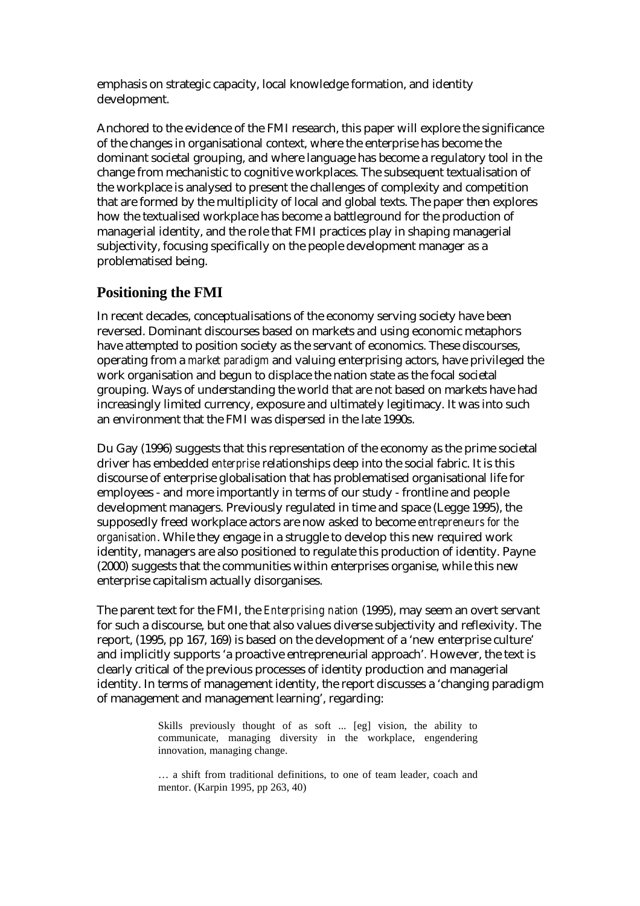emphasis on strategic capacity, local knowledge formation, and identity development.

Anchored to the evidence of the FMI research, this paper will explore the significance of the changes in organisational context, where the enterprise has become the dominant societal grouping, and where language has become a regulatory tool in the change from mechanistic to cognitive workplaces. The subsequent textualisation of the workplace is analysed to present the challenges of complexity and competition that are formed by the multiplicity of local and global texts. The paper then explores how the textualised workplace has become a battleground for the production of managerial identity, and the role that FMI practices play in shaping managerial subjectivity, focusing specifically on the people development manager as a problematised being.

## Positioning the FMI

In recent decades, conceptualisations of the economy serving society have been reversed. Dominant discourses based on markets and using economic metaphors have attempted to position society as the servant of economics. These discourses, operating from a *market paradigm* and valuing enterprising actors, have privileged the work organisation and begun to displace the nation state as the focal societal grouping. Ways of understanding the world that are not based on markets have had increasingly limited currency, exposure and ultimately legitimacy. It was into such an environment that the FMI was dispersed in the late 1990s.

Du Gay (1996) suggests that this representation of the economy as the prime societal driver has embedded *enterprise* relationships deep into the social fabric. It is this discourse of enterprise globalisation that has problematised organisational life for employees - and more importantly in terms of our study - frontline and people development managers. Previously regulated in time and space (Legge 1995), the supposedly freed workplace actors are now asked to become *entrepreneurs for the organisation*. While they engage in a struggle to develop this new required work identity, managers are also positioned to regulate this production of identity. Payne (2000) suggests that the communities within enterprises organise, while this new enterprise capitalism actually disorganises.

The parent text for the FMI, the *Enterprising nation* (1995), may seem an overt servant for such a discourse, but one that also values diverse subjectivity and reflexivity. The report, (1995, pp 167, 169) is based on the development of a 'new enterprise culture' and implicitly supports 'a proactive entrepreneurial approach'. However, the text is clearly critical of the previous processes of identity production and managerial identity. In terms of management identity, the report discusses a 'changing paradigm of management and management learning', regarding:

> Skills previously thought of as soft ... [eg] vision, the ability to communicate, managing diversity in the workplace, engendering innovation, managing change.
>
> … a shift from traditional definitions, to one of team leader, coach and mentor. (Karpin 1995, pp 263, 40)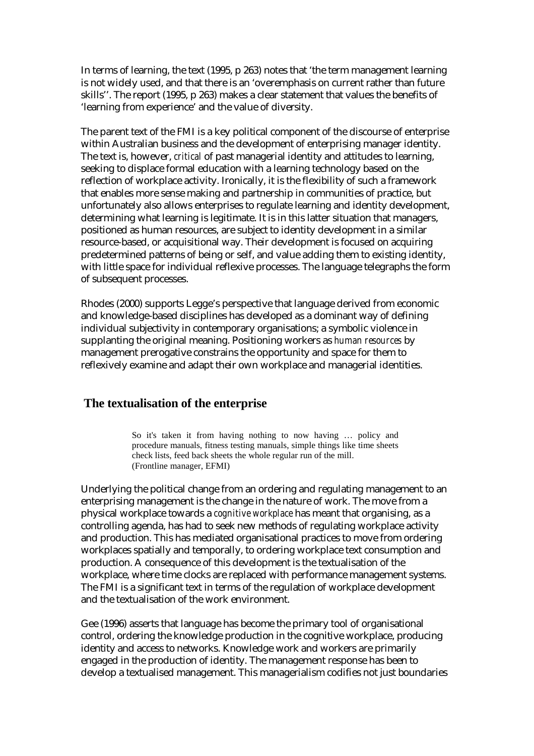In terms of learning, the text (1995, p 263) notes that 'the term management learning is not widely used, and that there is an 'overemphasis on current rather than future skills''. The report (1995, p 263) makes a clear statement that values the benefits of 'learning from experience' and the value of diversity.

The parent text of the FMI is a key political component of the discourse of enterprise within Australian business and the development of enterprising manager identity. The text is, however, *critical* of past managerial identity and attitudes to learning, seeking to displace formal education with a learning technology based on the reflection of workplace activity. Ironically, it is the flexibility of such a framework that enables more sense making and partnership in communities of practice, but unfortunately also allows enterprises to regulate learning and identity development, determining what learning is legitimate. It is in this latter situation that managers, positioned as human resources, are subject to identity development in a similar resource-based, or acquisitional way. Their development is focused on acquiring predetermined patterns of being or self, and value adding them to existing identity, with little space for individual reflexive processes. The language telegraphs the form of subsequent processes.

Rhodes (2000) supports Legge's perspective that language derived from economic and knowledge-based disciplines has developed as a dominant way of defining individual subjectivity in contemporary organisations; a symbolic violence in supplanting the original meaning. Positioning workers as *human resources* by management prerogative constrains the opportunity and space for them to reflexively examine and adapt their own workplace and managerial identities.

## The textualisation of the enterprise

> So it's taken it from having nothing to now having … policy and procedure manuals, fitness testing manuals, simple things like time sheets check lists, feed back sheets the whole regular run of the mill.
> (Frontline manager, EFMI)

Underlying the political change from an ordering and regulating management to an enterprising management is the change in the nature of work. The move from a physical workplace towards a *cognitive workplace* has meant that organising, as a controlling agenda, has had to seek new methods of regulating workplace activity and production. This has mediated organisational practices to move from ordering workplaces spatially and temporally, to ordering workplace text consumption and production. A consequence of this development is the textualisation of the workplace, where time clocks are replaced with performance management systems. The FMI is a significant text in terms of the regulation of workplace development and the textualisation of the work environment.

Gee (1996) asserts that language has become the primary tool of organisational control, ordering the knowledge production in the cognitive workplace, producing identity and access to networks. Knowledge work and workers are primarily engaged in the production of identity. The management response has been to develop a textualised management. This managerialism codifies not just boundaries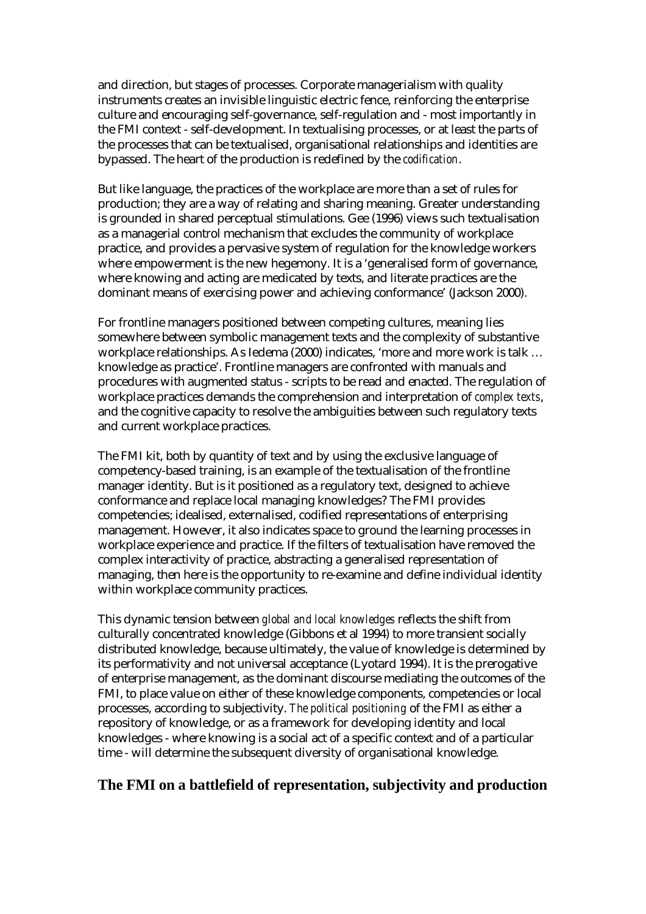and direction, but stages of processes. Corporate managerialism with quality instruments creates an invisible linguistic electric fence, reinforcing the enterprise culture and encouraging self-governance, self-regulation and - most importantly in the FMI context - self-development. In textualising processes, or at least the parts of the processes that can be textualised, organisational relationships and identities are bypassed. The heart of the production is redefined by the *codification*.

But like language, the practices of the workplace are more than a set of rules for production; they are a way of relating and sharing meaning. Greater understanding is grounded in shared perceptual stimulations. Gee (1996) views such textualisation as a managerial control mechanism that excludes the community of workplace practice, and provides a pervasive system of regulation for the knowledge workers where empowerment is the new hegemony. It is a 'generalised form of governance, where knowing and acting are medicated by texts, and literate practices are the dominant means of exercising power and achieving conformance' (Jackson 2000).

For frontline managers positioned between competing cultures, meaning lies somewhere between symbolic management texts and the complexity of substantive workplace relationships. As Iedema (2000) indicates, 'more and more work is talk … knowledge as practice'. Frontline managers are confronted with manuals and procedures with augmented status - scripts to be read and enacted. The regulation of workplace practices demands the comprehension and interpretation of *complex texts*, and the cognitive capacity to resolve the ambiguities between such regulatory texts and current workplace practices.

The FMI kit, both by quantity of text and by using the exclusive language of competency-based training, is an example of the textualisation of the frontline manager identity. But is it positioned as a regulatory text, designed to achieve conformance and replace local managing knowledges? The FMI provides competencies; idealised, externalised, codified representations of enterprising management. However, it also indicates space to ground the learning processes in workplace experience and practice. If the filters of textualisation have removed the complex interactivity of practice, abstracting a generalised representation of managing, then here is the opportunity to re-examine and define individual identity within workplace community practices.

This dynamic tension between *global and local knowledges* reflects the shift from culturally concentrated knowledge (Gibbons et al 1994) to more transient socially distributed knowledge, because ultimately, the value of knowledge is determined by its performativity and not universal acceptance (Lyotard 1994). It is the prerogative of enterprise management, as the dominant discourse mediating the outcomes of the FMI, to place value on either of these knowledge components, competencies or local processes, according to subjectivity. *The political positioning* of the FMI as either a repository of knowledge, or as a framework for developing identity and local knowledges - where knowing is a social act of a specific context and of a particular time - will determine the subsequent diversity of organisational knowledge.

## The FMI on a battlefield of representation, subjectivity and production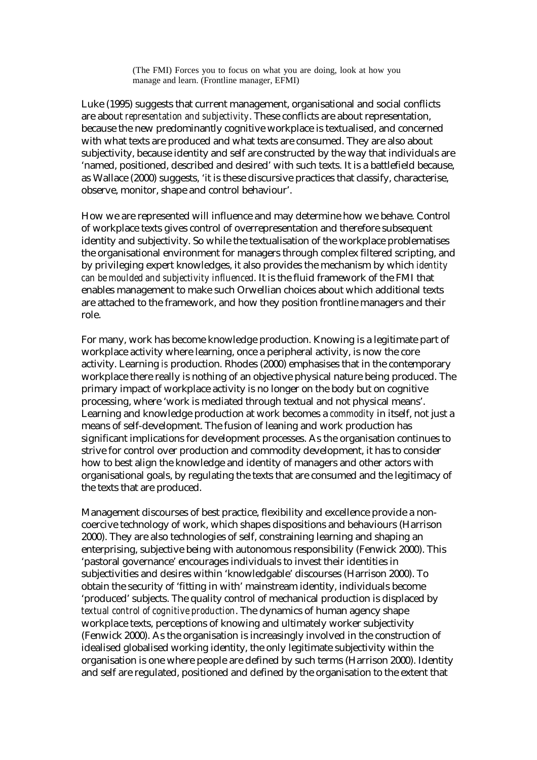> (The FMI) Forces you to focus on what you are doing, look at how you manage and learn. (Frontline manager, EFMI)

Luke (1995) suggests that current management, organisational and social conflicts are about *representation and subjectivity*. These conflicts are about representation, because the new predominantly cognitive workplace is textualised, and concerned with what texts are produced and what texts are consumed. They are also about subjectivity, because identity and self are constructed by the way that individuals are 'named, positioned, described and desired' with such texts. It is a battlefield because, as Wallace (2000) suggests, 'it is these discursive practices that classify, characterise, observe, monitor, shape and control behaviour'.

How we are represented will influence and may determine how we behave. Control of workplace texts gives control of overrepresentation and therefore subsequent identity and subjectivity. So while the textualisation of the workplace problematises the organisational environment for managers through complex filtered scripting, and by privileging expert knowledges, it also provides the mechanism by which *identity can be moulded and subjectivity influenced*. It is the fluid framework of the FMI that enables management to make such Orwellian choices about which additional texts are attached to the framework, and how they position frontline managers and their role.

For many, work has become knowledge production. Knowing is a legitimate part of workplace activity where learning, once a peripheral activity, is now the core activity. Learning *is* production. Rhodes (2000) emphasises that in the contemporary workplace there really is nothing of an objective physical nature being produced. The primary impact of workplace activity is no longer on the body but on cognitive processing, where 'work is mediated through textual and not physical means'. Learning and knowledge production at work becomes a *commodity* in itself, not just a means of self-development. The fusion of leaning and work production has significant implications for development processes. As the organisation continues to strive for control over production and commodity development, it has to consider how to best align the knowledge and identity of managers and other actors with organisational goals, by regulating the texts that are consumed and the legitimacy of the texts that are produced.

Management discourses of best practice, flexibility and excellence provide a non-coercive technology of work, which shapes dispositions and behaviours (Harrison 2000). They are also technologies of self, constraining learning and shaping an enterprising, subjective being with autonomous responsibility (Fenwick 2000). This 'pastoral governance' encourages individuals to invest their identities in subjectivities and desires within 'knowledgable' discourses (Harrison 2000). To obtain the security of 'fitting in with' mainstream identity, individuals become 'produced' subjects. The quality control of mechanical production is displaced by *textual control of cognitive production*. The dynamics of human agency shape workplace texts, perceptions of knowing and ultimately worker subjectivity (Fenwick 2000). As the organisation is increasingly involved in the construction of idealised globalised working identity, the only legitimate subjectivity within the organisation is one where people are defined by such terms (Harrison 2000). Identity and self are regulated, positioned and defined by the organisation to the extent that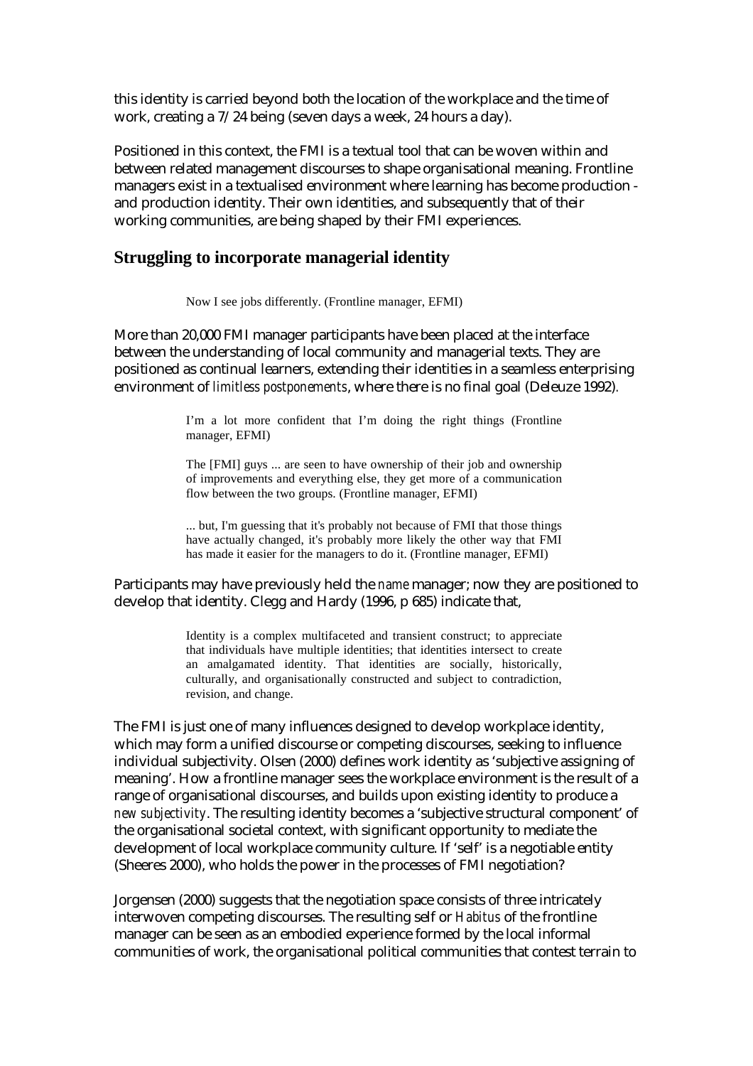this identity is carried beyond both the location of the workplace and the time of work, creating a 7/24 being (seven days a week, 24 hours a day).

Positioned in this context, the FMI is a textual tool that can be woven within and between related management discourses to shape organisational meaning. Frontline managers exist in a textualised environment where learning has become production - and production identity. Their own identities, and subsequently that of their working communities, are being shaped by their FMI experiences.

## Struggling to incorporate managerial identity

> Now I see jobs differently. (Frontline manager, EFMI)

More than 20,000 FMI manager participants have been placed at the interface between the understanding of local community and managerial texts. They are positioned as continual learners, extending their identities in a seamless enterprising environment of *limitless postponements*, where there is no final goal (Deleuze 1992).

> I'm a lot more confident that I'm doing the right things (Frontline manager, EFMI)
>
> The [FMI] guys ... are seen to have ownership of their job and ownership of improvements and everything else, they get more of a communication flow between the two groups. (Frontline manager, EFMI)
>
> ... but, I'm guessing that it's probably not because of FMI that those things have actually changed, it's probably more likely the other way that FMI has made it easier for the managers to do it. (Frontline manager, EFMI)

Participants may have previously held the *name* manager; now they are positioned to develop that identity. Clegg and Hardy (1996, p 685) indicate that,

> Identity is a complex multifaceted and transient construct; to appreciate that individuals have multiple identities; that identities intersect to create an amalgamated identity. That identities are socially, historically, culturally, and organisationally constructed and subject to contradiction, revision, and change.

The FMI is just one of many influences designed to develop workplace identity, which may form a unified discourse or competing discourses, seeking to influence individual subjectivity. Olsen (2000) defines work identity as 'subjective assigning of meaning'. How a frontline manager sees the workplace environment is the result of a range of organisational discourses, and builds upon existing identity to produce a *new subjectivity*. The resulting identity becomes a 'subjective structural component' of the organisational societal context, with significant opportunity to mediate the development of local workplace community culture. If 'self' is a negotiable entity (Sheeres 2000), who holds the power in the processes of FMI negotiation?

Jorgensen (2000) suggests that the negotiation space consists of three intricately interwoven competing discourses. The resulting self or *Habitus* of the frontline manager can be seen as an embodied experience formed by the local informal communities of work, the organisational political communities that contest terrain to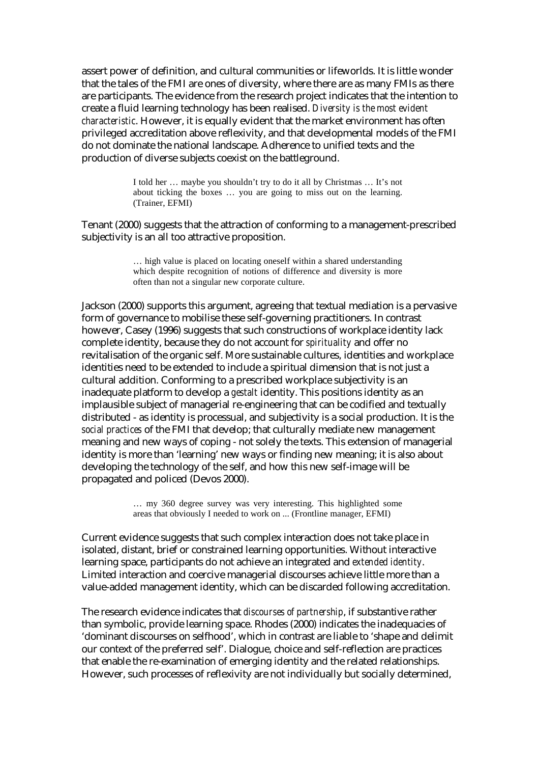assert power of definition, and cultural communities or lifeworlds. It is little wonder that the tales of the FMI are ones of diversity, where there are as many FMIs as there are participants. The evidence from the research project indicates that the intention to create a fluid learning technology has been realised. *Diversity is the most evident characteristic*. However, it is equally evident that the market environment has often privileged accreditation above reflexivity, and that developmental models of the FMI do not dominate the national landscape. Adherence to unified texts and the production of diverse subjects coexist on the battleground.

> I told her … maybe you shouldn't try to do it all by Christmas … It's not about ticking the boxes … you are going to miss out on the learning. (Trainer, EFMI)

Tenant (2000) suggests that the attraction of conforming to a management-prescribed subjectivity is an all too attractive proposition.

> … high value is placed on locating oneself within a shared understanding which despite recognition of notions of difference and diversity is more often than not a singular new corporate culture.

Jackson (2000) supports this argument, agreeing that textual mediation is a pervasive form of governance to mobilise these self-governing practitioners. In contrast however, Casey (1996) suggests that such constructions of workplace identity lack complete identity, because they do not account for *spirituality* and offer no revitalisation of the organic self. More sustainable cultures, identities and workplace identities need to be extended to include a spiritual dimension that is not just a cultural addition. Conforming to a prescribed workplace subjectivity is an inadequate platform to develop a *gestalt* identity. This positions identity as an implausible subject of managerial re-engineering that can be codified and textually distributed - as identity is processual, and subjectivity is a social production. It is the *social practices* of the FMI that develop; that culturally mediate new management meaning and new ways of coping - not solely the texts. This extension of managerial identity is more than 'learning' new ways or finding new meaning; it is also about developing the technology of the self, and how this new self-image will be propagated and policed (Devos 2000).

> … my 360 degree survey was very interesting. This highlighted some areas that obviously I needed to work on ... (Frontline manager, EFMI)

Current evidence suggests that such complex interaction does not take place in isolated, distant, brief or constrained learning opportunities. Without interactive learning space, participants do not achieve an integrated and *extended identity*. Limited interaction and coercive managerial discourses achieve little more than a value-added management identity, which can be discarded following accreditation.

The research evidence indicates that *discourses of partnership*, if substantive rather than symbolic, provide learning space. Rhodes (2000) indicates the inadequacies of 'dominant discourses on selfhood', which in contrast are liable to 'shape and delimit our context of the preferred self'. Dialogue, choice and self-reflection are practices that enable the re-examination of emerging identity and the related relationships. However, such processes of reflexivity are not individually but socially determined,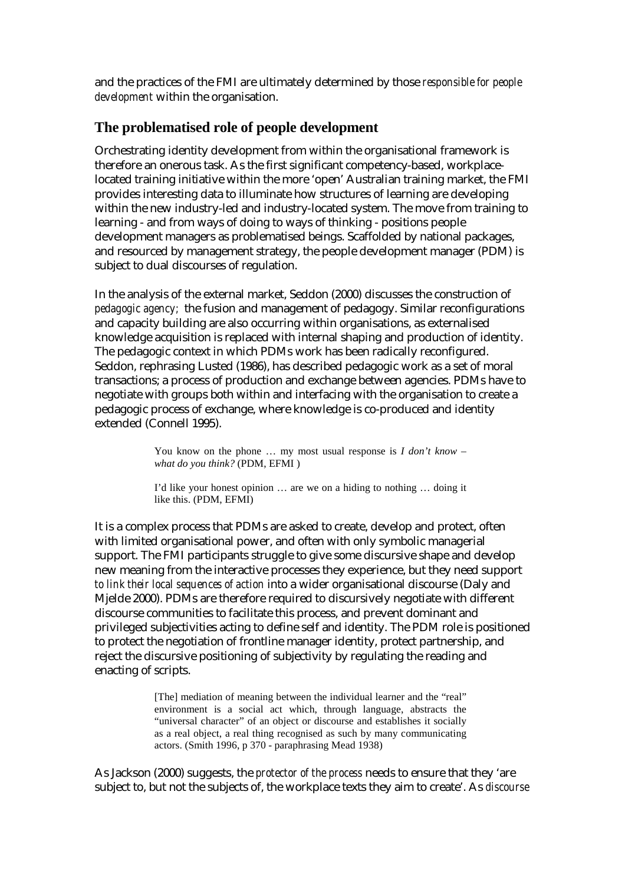and the practices of the FMI are ultimately determined by those *responsible for people development* within the organisation.

## The problematised role of people development

Orchestrating identity development from within the organisational framework is therefore an onerous task. As the first significant competency-based, workplace-located training initiative within the more 'open' Australian training market, the FMI provides interesting data to illuminate how structures of learning are developing within the new industry-led and industry-located system. The move from training to learning - and from ways of doing to ways of thinking - positions people development managers as problematised beings. Scaffolded by national packages, and resourced by management strategy, the people development manager (PDM) is subject to dual discourses of regulation.

In the analysis of the external market, Seddon (2000) discusses the construction of *pedagogic agency;* the fusion and management of pedagogy. Similar reconfigurations and capacity building are also occurring within organisations, as externalised knowledge acquisition is replaced with internal shaping and production of identity. The pedagogic context in which PDMs work has been radically reconfigured. Seddon, rephrasing Lusted (1986), has described pedagogic work as a set of moral transactions; a process of production and exchange between agencies. PDMs have to negotiate with groups both within and interfacing with the organisation to create a pedagogic process of exchange, where knowledge is co-produced and identity extended (Connell 1995).

> You know on the phone … my most usual response is *I don't know – what do you think?* (PDM, EFMI )
>
> I'd like your honest opinion … are we on a hiding to nothing … doing it like this. (PDM, EFMI)

It is a complex process that PDMs are asked to create, develop and protect, often with limited organisational power, and often with only symbolic managerial support. The FMI participants struggle to give some discursive shape and develop new meaning from the interactive processes they experience, but they need support *to link their local sequences of action* into a wider organisational discourse (Daly and Mjelde 2000). PDMs are therefore required to discursively negotiate with different discourse communities to facilitate this process, and prevent dominant and privileged subjectivities acting to define self and identity. The PDM role is positioned to protect the negotiation of frontline manager identity, protect partnership, and reject the discursive positioning of subjectivity by regulating the reading and enacting of scripts.

> [The] mediation of meaning between the individual learner and the "real" environment is a social act which, through language, abstracts the "universal character" of an object or discourse and establishes it socially as a real object, a real thing recognised as such by many communicating actors. (Smith 1996, p 370 - paraphrasing Mead 1938)

As Jackson (2000) suggests, the *protector of the process* needs to ensure that they 'are subject to, but not the subjects of, the workplace texts they aim to create'. As *discourse*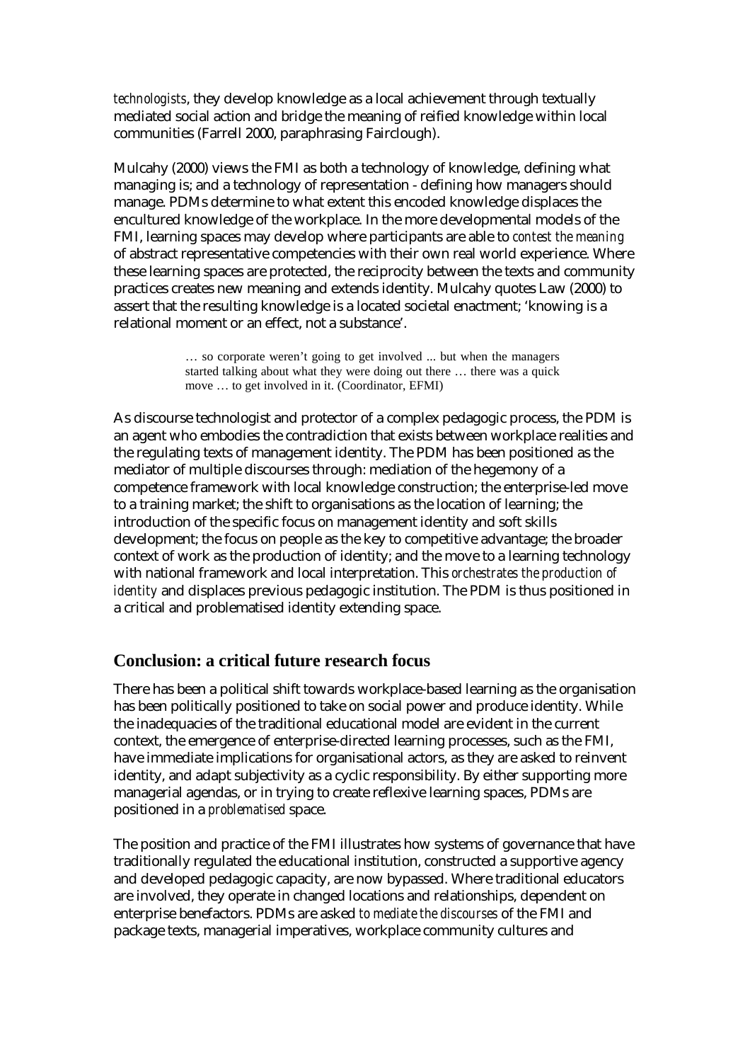*technologists*, they develop knowledge as a local achievement through textually mediated social action and bridge the meaning of reified knowledge within local communities (Farrell 2000, paraphrasing Fairclough).

Mulcahy (2000) views the FMI as both a technology of knowledge, defining what managing is; and a technology of representation - defining how managers should manage. PDMs determine to what extent this encoded knowledge displaces the encultured knowledge of the workplace. In the more developmental models of the FMI, learning spaces may develop where participants are able to *contest the meaning* of abstract representative competencies with their own real world experience. Where these learning spaces are protected, the reciprocity between the texts and community practices creates new meaning and extends identity. Mulcahy quotes Law (2000) to assert that the resulting knowledge is a located societal enactment; 'knowing is a relational moment or an effect, not a substance'.

> … so corporate weren't going to get involved ... but when the managers started talking about what they were doing out there … there was a quick move … to get involved in it. (Coordinator, EFMI)

As discourse technologist and protector of a complex pedagogic process, the PDM is an agent who embodies the contradiction that exists between workplace realities and the regulating texts of management identity. The PDM has been positioned as the mediator of multiple discourses through: mediation of the hegemony of a competence framework with local knowledge construction; the enterprise-led move to a training market; the shift to organisations as the location of learning; the introduction of the specific focus on management identity and soft skills development; the focus on people as the key to competitive advantage; the broader context of work as the production of identity; and the move to a learning technology with national framework and local interpretation. This *orchestrates the production of identity* and displaces previous pedagogic institution. The PDM is thus positioned in a critical and problematised identity extending space.

## Conclusion: a critical future research focus

There has been a political shift towards workplace-based learning as the organisation has been politically positioned to take on social power and produce identity. While the inadequacies of the traditional educational model are evident in the current context, the emergence of enterprise-directed learning processes, such as the FMI, have immediate implications for organisational actors, as they are asked to reinvent identity, and adapt subjectivity as a cyclic responsibility. By either supporting more managerial agendas, or in trying to create reflexive learning spaces, PDMs are positioned in a *problematised* space.

The position and practice of the FMI illustrates how systems of governance that have traditionally regulated the educational institution, constructed a supportive agency and developed pedagogic capacity, are now bypassed. Where traditional educators are involved, they operate in changed locations and relationships, dependent on enterprise benefactors. PDMs are asked *to mediate the discourses* of the FMI and package texts, managerial imperatives, workplace community cultures and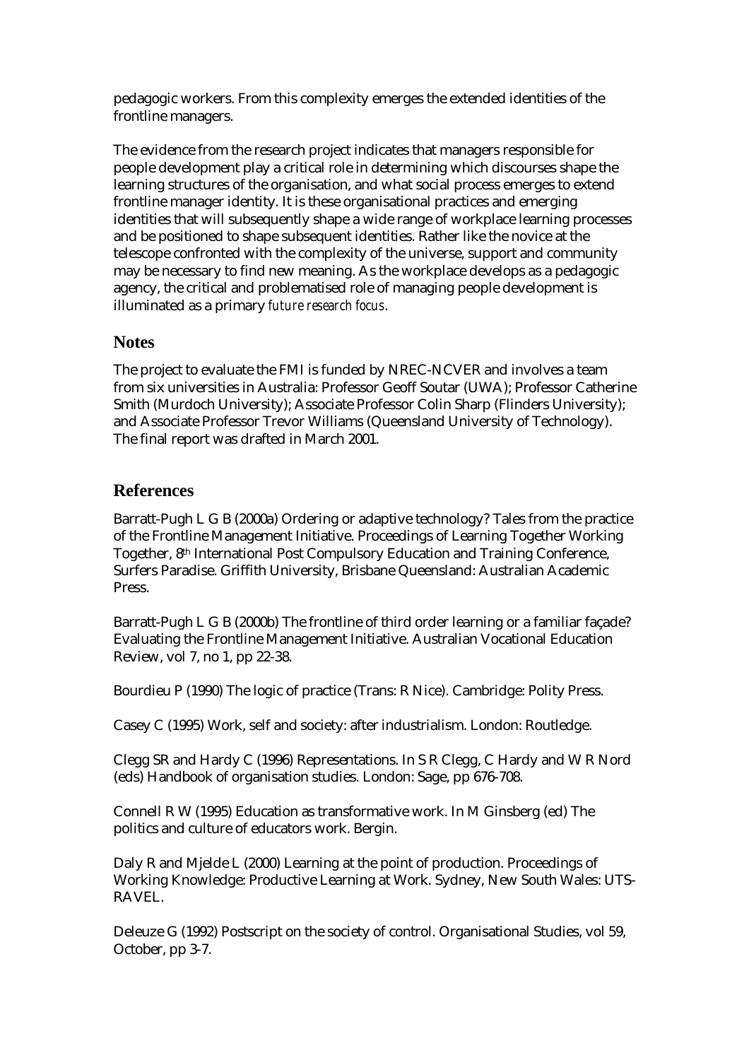pedagogic workers. From this complexity emerges the extended identities of the frontline managers.

The evidence from the research project indicates that managers responsible for people development play a critical role in determining which discourses shape the learning structures of the organisation, and what social process emerges to extend frontline manager identity. It is these organisational practices and emerging identities that will subsequently shape a wide range of workplace learning processes and be positioned to shape subsequent identities. Rather like the novice at the telescope confronted with the complexity of the universe, support and community may be necessary to find new meaning. As the workplace develops as a pedagogic agency, the critical and problematised role of managing people development is illuminated as a primary *future research focus*.

## Notes

The project to evaluate the FMI is funded by NREC-NCVER and involves a team from six universities in Australia: Professor Geoff Soutar (UWA); Professor Catherine Smith (Murdoch University); Associate Professor Colin Sharp (Flinders University); and Associate Professor Trevor Williams (Queensland University of Technology). The final report was drafted in March 2001.

## References

Barratt-Pugh L G B (2000a) Ordering or adaptive technology? Tales from the practice of the Frontline Management Initiative. Proceedings of Learning Together Working Together, 8th International Post Compulsory Education and Training Conference, Surfers Paradise. Griffith University, Brisbane Queensland: Australian Academic Press.

Barratt-Pugh L G B (2000b) The frontline of third order learning or a familiar façade? Evaluating the Frontline Management Initiative. Australian Vocational Education Review, vol 7, no 1, pp 22-38.

Bourdieu P (1990) The logic of practice (Trans: R Nice). Cambridge: Polity Press.

Casey C (1995) Work, self and society: after industrialism. London: Routledge.

Clegg SR and Hardy C (1996) Representations. In S R Clegg, C Hardy and W R Nord (eds) Handbook of organisation studies. London: Sage, pp 676-708.

Connell R W (1995) Education as transformative work. In M Ginsberg (ed) The politics and culture of educators work. Bergin.

Daly R and Mjelde L (2000) Learning at the point of production. Proceedings of Working Knowledge: Productive Learning at Work. Sydney, New South Wales: UTS-RAVEL.

Deleuze G (1992) Postscript on the society of control. Organisational Studies, vol 59, October, pp 3-7.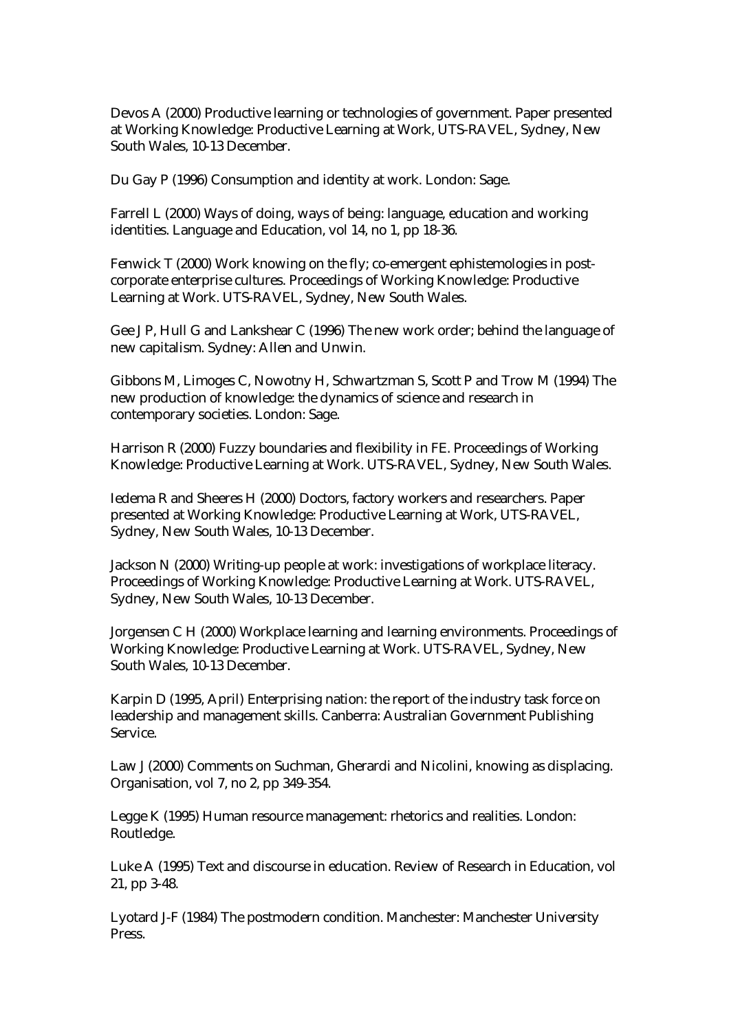Devos A (2000) Productive learning or technologies of government. Paper presented at Working Knowledge: Productive Learning at Work, UTS-RAVEL, Sydney, New South Wales, 10-13 December.

Du Gay P (1996) Consumption and identity at work. London: Sage.

Farrell L (2000) Ways of doing, ways of being: language, education and working identities. Language and Education, vol 14, no 1, pp 18-36.

Fenwick T (2000) Work knowing on the fly; co-emergent ephistemologies in post-corporate enterprise cultures. Proceedings of Working Knowledge: Productive Learning at Work. UTS-RAVEL, Sydney, New South Wales.

Gee J P, Hull G and Lankshear C (1996) The new work order; behind the language of new capitalism. Sydney: Allen and Unwin.

Gibbons M, Limoges C, Nowotny H, Schwartzman S, Scott P and Trow M (1994) The new production of knowledge: the dynamics of science and research in contemporary societies. London: Sage.

Harrison R (2000) Fuzzy boundaries and flexibility in FE. Proceedings of Working Knowledge: Productive Learning at Work. UTS-RAVEL, Sydney, New South Wales.

Iedema R and Sheeres H (2000) Doctors, factory workers and researchers. Paper presented at Working Knowledge: Productive Learning at Work, UTS-RAVEL, Sydney, New South Wales, 10-13 December.

Jackson N (2000) Writing-up people at work: investigations of workplace literacy. Proceedings of Working Knowledge: Productive Learning at Work. UTS-RAVEL, Sydney, New South Wales, 10-13 December.

Jorgensen C H (2000) Workplace learning and learning environments. Proceedings of Working Knowledge: Productive Learning at Work. UTS-RAVEL, Sydney, New South Wales, 10-13 December.

Karpin D (1995, April) Enterprising nation: the report of the industry task force on leadership and management skills. Canberra: Australian Government Publishing Service.

Law J (2000) Comments on Suchman, Gherardi and Nicolini, knowing as displacing. Organisation, vol 7, no 2, pp 349-354.

Legge K (1995) Human resource management: rhetorics and realities. London: Routledge.

Luke A (1995) Text and discourse in education. Review of Research in Education, vol 21, pp 3-48.

Lyotard J-F (1984) The postmodern condition. Manchester: Manchester University Press.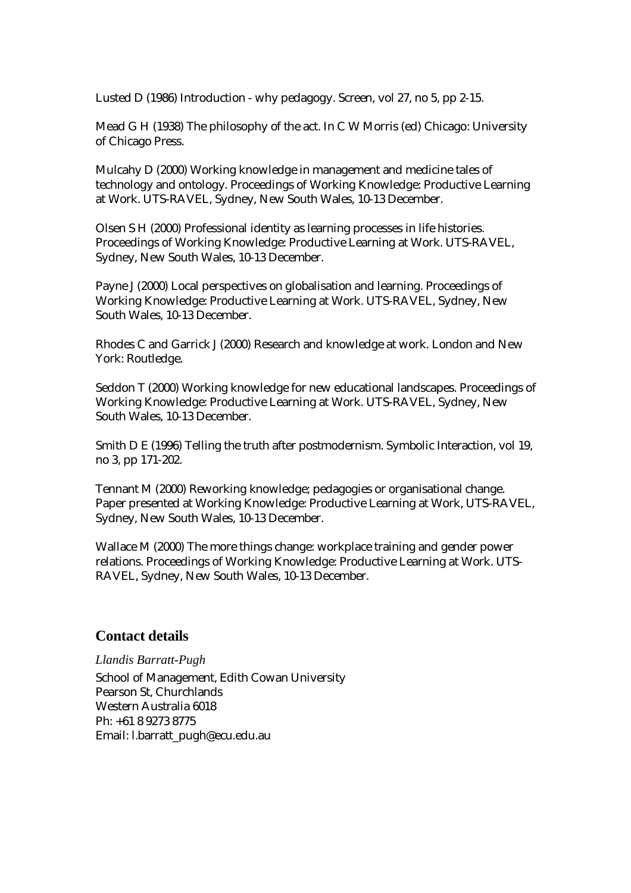Lusted D (1986) Introduction - why pedagogy. Screen, vol 27, no 5, pp 2-15.

Mead G H (1938) The philosophy of the act. In C W Morris (ed) Chicago: University of Chicago Press.

Mulcahy D (2000) Working knowledge in management and medicine tales of technology and ontology. Proceedings of Working Knowledge: Productive Learning at Work. UTS-RAVEL, Sydney, New South Wales, 10-13 December.

Olsen S H (2000) Professional identity as learning processes in life histories. Proceedings of Working Knowledge: Productive Learning at Work. UTS-RAVEL, Sydney, New South Wales, 10-13 December.

Payne J (2000) Local perspectives on globalisation and learning. Proceedings of Working Knowledge: Productive Learning at Work. UTS-RAVEL, Sydney, New South Wales, 10-13 December.

Rhodes C and Garrick J (2000) Research and knowledge at work. London and New York: Routledge.

Seddon T (2000) Working knowledge for new educational landscapes. Proceedings of Working Knowledge: Productive Learning at Work. UTS-RAVEL, Sydney, New South Wales, 10-13 December.

Smith D E (1996) Telling the truth after postmodernism. Symbolic Interaction, vol 19, no 3, pp 171-202.

Tennant M (2000) Reworking knowledge; pedagogies or organisational change. Paper presented at Working Knowledge: Productive Learning at Work, UTS-RAVEL, Sydney, New South Wales, 10-13 December.

Wallace M (2000) The more things change: workplace training and gender power relations. Proceedings of Working Knowledge: Productive Learning at Work. UTS-RAVEL, Sydney, New South Wales, 10-13 December.

## Contact details

*Llandis Barratt-Pugh*
School of Management, Edith Cowan University
Pearson St, Churchlands
Western Australia 6018
Ph: +61 8 9273 8775
Email: l.barratt_pugh@ecu.edu.au